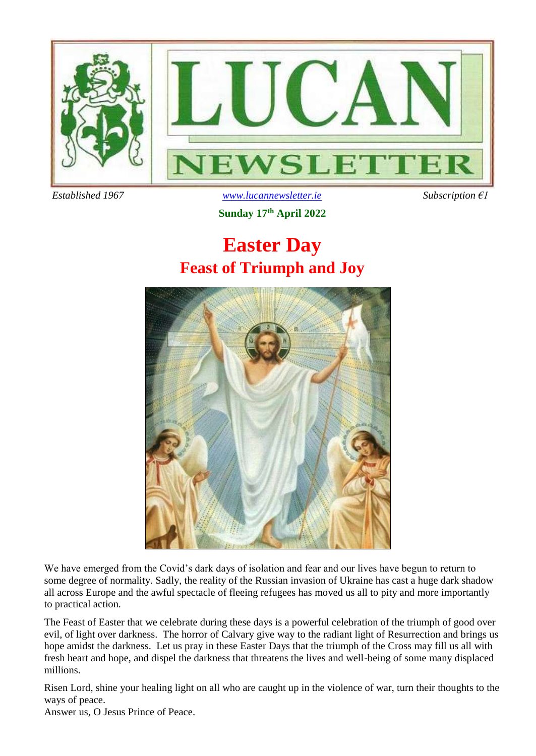# LUCAN NEWSLETTER

*Established 1967* | www.lucannewsletter.ie | *Subscription €1*

**Sunday 17th April 2022**

# Easter Day

## Feast of Triumph and Joy

We have emerged from the Covid's dark days of isolation and fear and our lives have begun to return to some degree of normality. Sadly, the reality of the Russian invasion of Ukraine has cast a huge dark shadow all across Europe and the awful spectacle of fleeing refugees has moved us all to pity and more importantly to practical action.

The Feast of Easter that we celebrate during these days is a powerful celebration of the triumph of good over evil, of light over darkness. The horror of Calvary give way to the radiant light of Resurrection and brings us hope amidst the darkness. Let us pray in these Easter Days that the triumph of the Cross may fill us all with fresh heart and hope, and dispel the darkness that threatens the lives and well-being of some many displaced millions.

Risen Lord, shine your healing light on all who are caught up in the violence of war, turn their thoughts to the ways of peace.
Answer us, O Jesus Prince of Peace.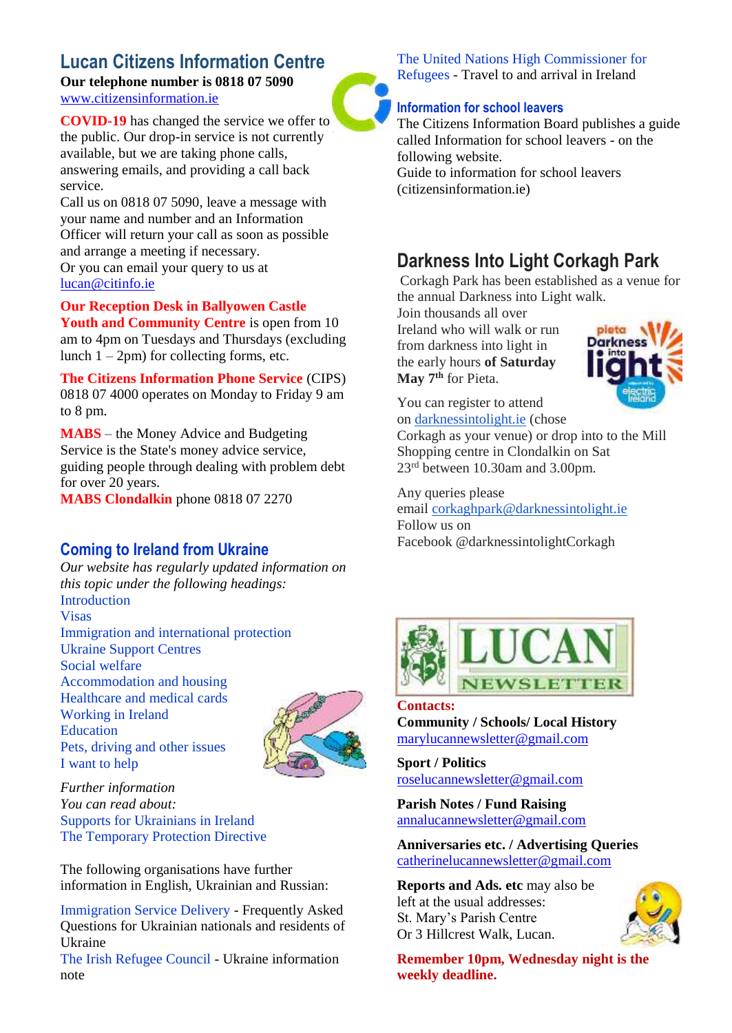## Lucan Citizens Information Centre

**Our telephone number is 0818 07 5090**
www.citizensinformation.ie

**COVID-19** has changed the service we offer to the public. Our drop-in service is not currently available, but we are taking phone calls, answering emails, and providing a call back service.
Call us on 0818 07 5090, leave a message with your name and number and an Information Officer will return your call as soon as possible and arrange a meeting if necessary.
Or you can email your query to us at lucan@citinfo.ie

**Our Reception Desk in Ballyowen Castle Youth and Community Centre** is open from 10 am to 4pm on Tuesdays and Thursdays (excluding lunch 1 – 2pm) for collecting forms, etc.

**The Citizens Information Phone Service** (CIPS) 0818 07 4000 operates on Monday to Friday 9 am to 8 pm.

**MABS** – the Money Advice and Budgeting Service is the State's money advice service, guiding people through dealing with problem debt for over 20 years.
**MABS Clondalkin** phone 0818 07 2270

## Coming to Ireland from Ukraine

*Our website has regularly updated information on this topic under the following headings:*

Introduction
Visas
Immigration and international protection
Ukraine Support Centres
Social welfare
Accommodation and housing
Healthcare and medical cards
Working in Ireland
Education
Pets, driving and other issues
I want to help

*Further information*
*You can read about:*
Supports for Ukrainians in Ireland
The Temporary Protection Directive

The following organisations have further information in English, Ukrainian and Russian:

Immigration Service Delivery - Frequently Asked Questions for Ukrainian nationals and residents of Ukraine
The Irish Refugee Council - Ukraine information note
The United Nations High Commissioner for Refugees - Travel to and arrival in Ireland

### Information for school leavers

The Citizens Information Board publishes a guide called Information for school leavers - on the following website.
Guide to information for school leavers (citizensinformation.ie)

## Darkness Into Light Corkagh Park

Corkagh Park has been established as a venue for the annual Darkness into Light walk.
Join thousands all over Ireland who will walk or run from darkness into light in the early hours **of Saturday May 7th** for Pieta.

You can register to attend on darknessintolight.ie (chose Corkagh as your venue) or drop into to the Mill Shopping centre in Clondalkin on Sat 23rd between 10.30am and 3.00pm.

Any queries please email corkaghpark@darknessintolight.ie
Follow us on Facebook @darknessintolightCorkagh

**LUCAN NEWSLETTER**

**Contacts:**

**Community / Schools/ Local History**
marylucannewsletter@gmail.com

**Sport / Politics**
roselucannewsletter@gmail.com

**Parish Notes / Fund Raising**
annalucannewsletter@gmail.com

**Anniversaries etc. / Advertising Queries**
catherinelucannewsletter@gmail.com

**Reports and Ads. etc** may also be left at the usual addresses:
St. Mary's Parish Centre
Or 3 Hillcrest Walk, Lucan.

**Remember 10pm, Wednesday night is the weekly deadline.**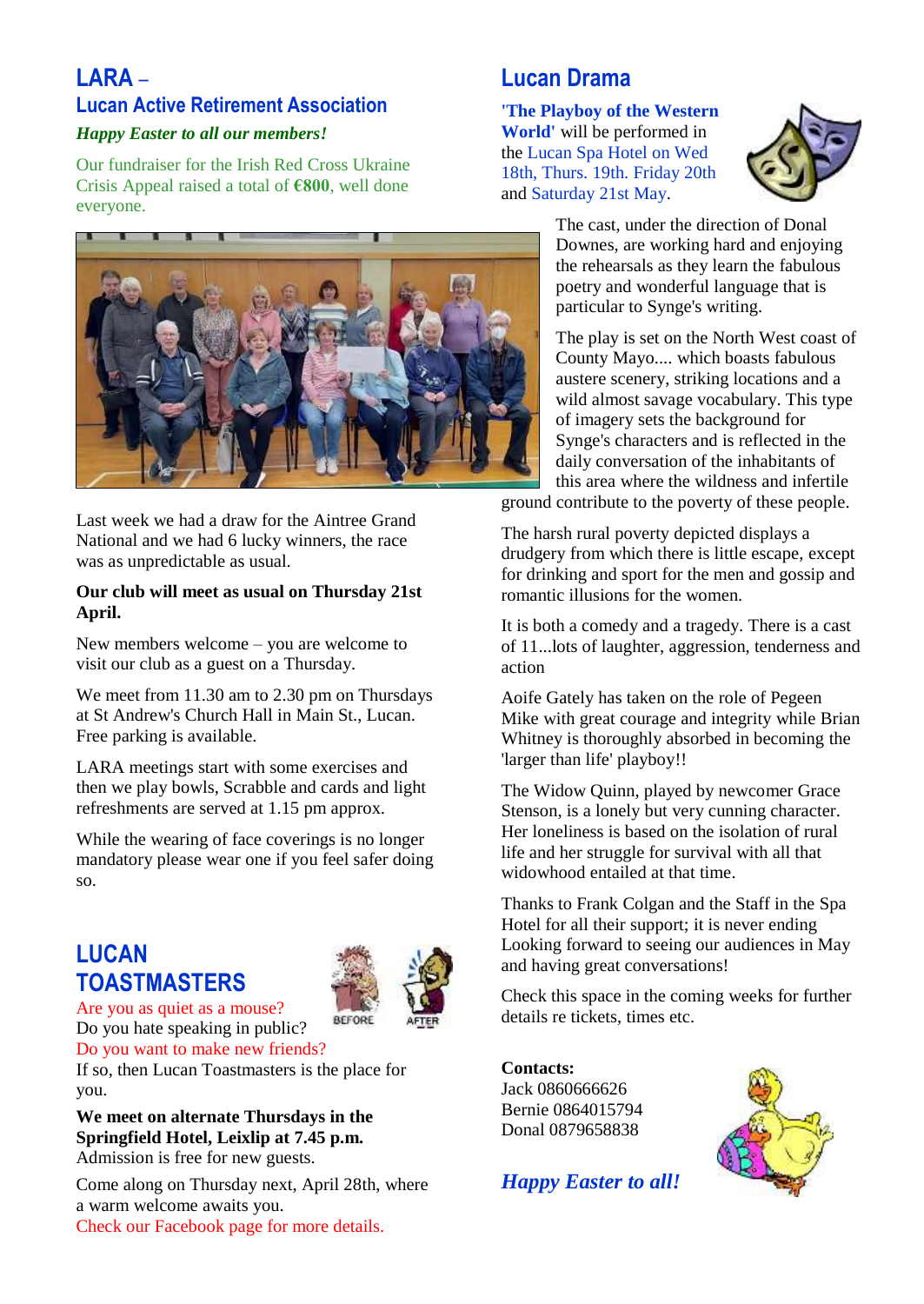# LARA – Lucan Active Retirement Association

***Happy Easter to all our members!***

Our fundraiser for the Irish Red Cross Ukraine Crisis Appeal raised a total of **€800**, well done everyone.

Last week we had a draw for the Aintree Grand National and we had 6 lucky winners, the race was as unpredictable as usual.

**Our club will meet as usual on Thursday 21st April.**

New members welcome – you are welcome to visit our club as a guest on a Thursday.

We meet from 11.30 am to 2.30 pm on Thursdays at St Andrew's Church Hall in Main St., Lucan. Free parking is available.

LARA meetings start with some exercises and then we play bowls, Scrabble and cards and light refreshments are served at 1.15 pm approx.

While the wearing of face coverings is no longer mandatory please wear one if you feel safer doing so.

# LUCAN TOASTMASTERS

Are you as quiet as a mouse?
Do you hate speaking in public?
Do you want to make new friends?
If so, then Lucan Toastmasters is the place for you.

**We meet on alternate Thursdays in the Springfield Hotel, Leixlip at 7.45 p.m.**
Admission is free for new guests.

Come along on Thursday next, April 28th, where a warm welcome awaits you.
Check our Facebook page for more details.

# Lucan Drama

**'The Playboy of the Western World'** will be performed in the Lucan Spa Hotel on Wed 18th, Thurs. 19th. Friday 20th and Saturday 21st May.

The cast, under the direction of Donal Downes, are working hard and enjoying the rehearsals as they learn the fabulous poetry and wonderful language that is particular to Synge's writing.

The play is set on the North West coast of County Mayo.... which boasts fabulous austere scenery, striking locations and a wild almost savage vocabulary. This type of imagery sets the background for Synge's characters and is reflected in the daily conversation of the inhabitants of this area where the wildness and infertile ground contribute to the poverty of these people.

The harsh rural poverty depicted displays a drudgery from which there is little escape, except for drinking and sport for the men and gossip and romantic illusions for the women.

It is both a comedy and a tragedy. There is a cast of 11...lots of laughter, aggression, tenderness and action

Aoife Gately has taken on the role of Pegeen Mike with great courage and integrity while Brian Whitney is thoroughly absorbed in becoming the 'larger than life' playboy!!

The Widow Quinn, played by newcomer Grace Stenson, is a lonely but very cunning character. Her loneliness is based on the isolation of rural life and her struggle for survival with all that widowhood entailed at that time.

Thanks to Frank Colgan and the Staff in the Spa Hotel for all their support; it is never ending Looking forward to seeing our audiences in May and having great conversations!

Check this space in the coming weeks for further details re tickets, times etc.

**Contacts:**
Jack 0860666626
Bernie 0864015794
Donal 0879658838

***Happy Easter to all!***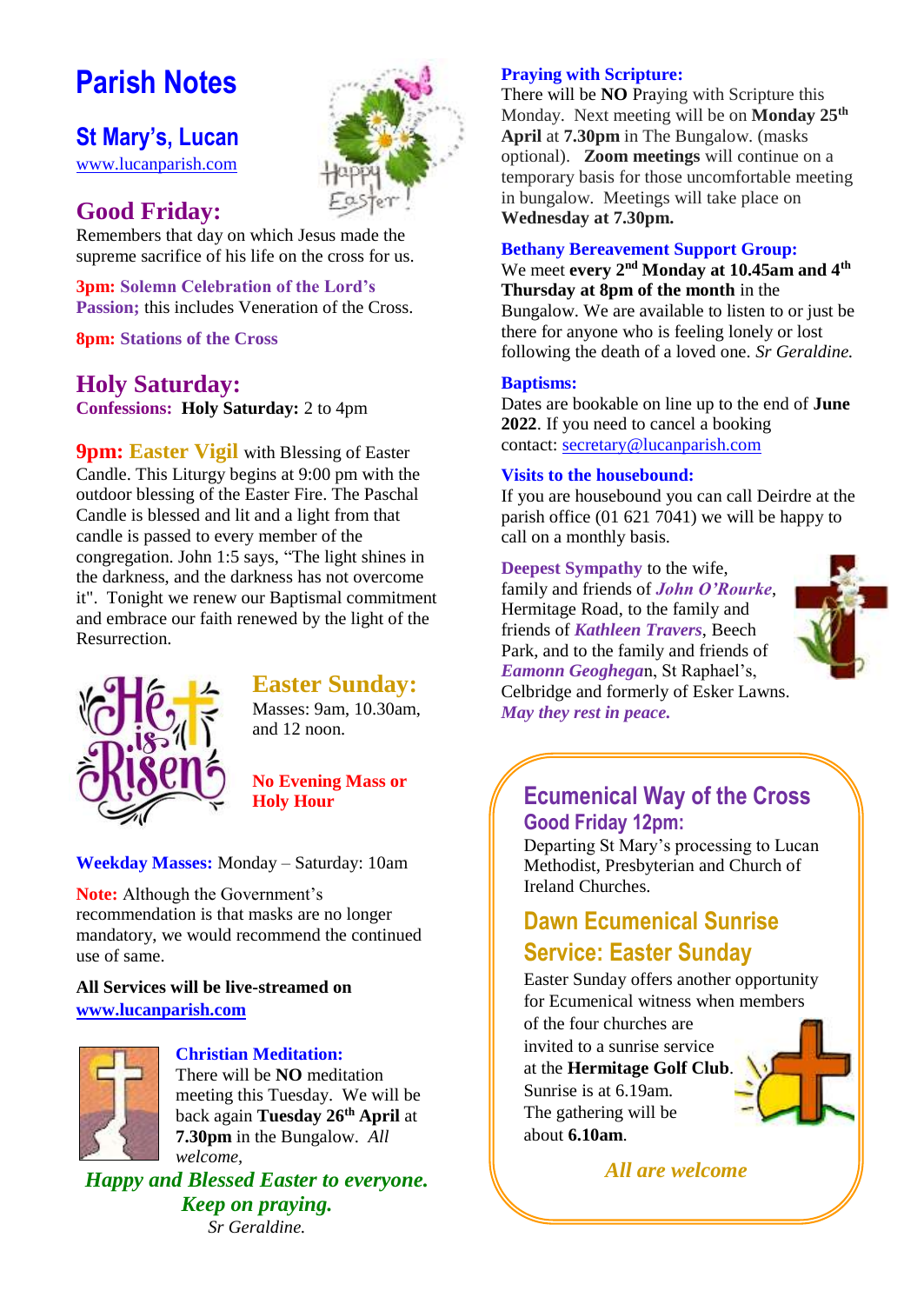# Parish Notes

## St Mary's, Lucan

www.lucanparish.com

## Good Friday:

Remembers that day on which Jesus made the supreme sacrifice of his life on the cross for us.

**3pm: Solemn Celebration of the Lord's Passion;** this includes Veneration of the Cross.

**8pm: Stations of the Cross**

## Holy Saturday:

**Confessions: Holy Saturday:** 2 to 4pm

**9pm: Easter Vigil** with Blessing of Easter Candle. This Liturgy begins at 9:00 pm with the outdoor blessing of the Easter Fire. The Paschal Candle is blessed and lit and a light from that candle is passed to every member of the congregation. John 1:5 says, "The light shines in the darkness, and the darkness has not overcome it". Tonight we renew our Baptismal commitment and embrace our faith renewed by the light of the Resurrection.

## Easter Sunday:

Masses: 9am, 10.30am, and 12 noon.

**No Evening Mass or Holy Hour**

**Weekday Masses:** Monday – Saturday: 10am

**Note:** Although the Government's recommendation is that masks are no longer mandatory, we would recommend the continued use of same.

**All Services will be live-streamed on www.lucanparish.com**

**Christian Meditation:**
There will be **NO** meditation meeting this Tuesday. We will be back again **Tuesday 26th April** at **7.30pm** in the Bungalow. *All welcome,*

***Happy and Blessed Easter to everyone. Keep on praying.***
*Sr Geraldine.*

**Praying with Scripture:**
There will be **NO** Praying with Scripture this Monday. Next meeting will be on **Monday 25th April** at **7.30pm** in The Bungalow. (masks optional). **Zoom meetings** will continue on a temporary basis for those uncomfortable meeting in bungalow. Meetings will take place on **Wednesday at 7.30pm.**

**Bethany Bereavement Support Group:**
We meet **every 2nd Monday at 10.45am and 4th Thursday at 8pm of the month** in the Bungalow. We are available to listen to or just be there for anyone who is feeling lonely or lost following the death of a loved one. *Sr Geraldine.*

**Baptisms:**
Dates are bookable on line up to the end of **June 2022**. If you need to cancel a booking contact: secretary@lucanparish.com

**Visits to the housebound:**
If you are housebound you can call Deirdre at the parish office (01 621 7041) we will be happy to call on a monthly basis.

**Deepest Sympathy** to the wife, family and friends of ***John O'Rourke***, Hermitage Road, to the family and friends of ***Kathleen Travers***, Beech Park, and to the family and friends of ***Eamonn Geoghegan***, St Raphael's, Celbridge and formerly of Esker Lawns. ***May they rest in peace.***

## Ecumenical Way of the Cross

### Good Friday 12pm:

Departing St Mary's processing to Lucan Methodist, Presbyterian and Church of Ireland Churches.

## Dawn Ecumenical Sunrise Service: Easter Sunday

Easter Sunday offers another opportunity for Ecumenical witness when members of the four churches are invited to a sunrise service at the **Hermitage Golf Club**. Sunrise is at 6.19am. The gathering will be about **6.10am**.

***All are welcome***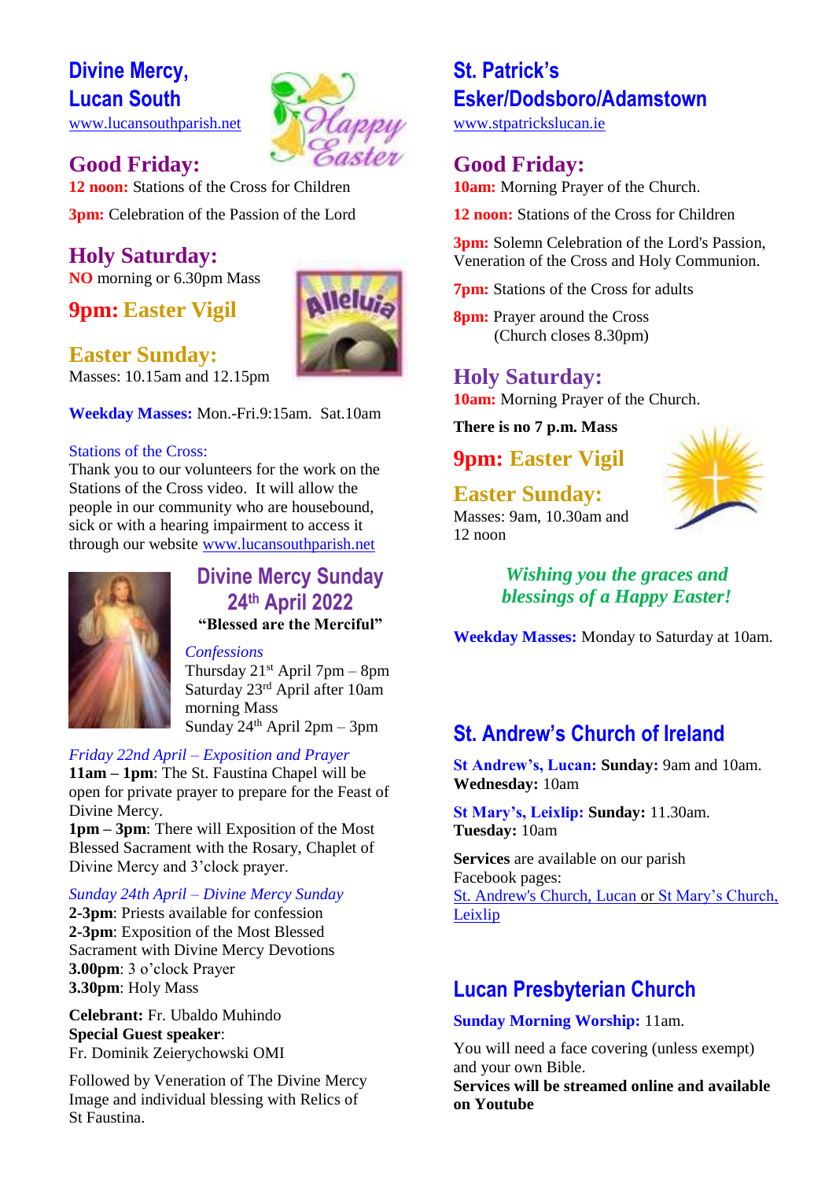## Divine Mercy, Lucan South

www.lucansouthparish.net

### Good Friday:

**12 noon:** Stations of the Cross for Children

**3pm:** Celebration of the Passion of the Lord

### Holy Saturday:

**NO** morning or 6.30pm Mass

### 9pm: Easter Vigil

### Easter Sunday:

Masses: 10.15am and 12.15pm

**Weekday Masses:** Mon.-Fri.9:15am. Sat.10am

Stations of the Cross:
Thank you to our volunteers for the work on the Stations of the Cross video. It will allow the people in our community who are housebound, sick or with a hearing impairment to access it through our website www.lucansouthparish.net

### Divine Mercy Sunday 24th April 2022

**"Blessed are the Merciful"**

*Confessions*
Thursday 21st April 7pm – 8pm
Saturday 23rd April after 10am morning Mass
Sunday 24th April 2pm – 3pm

*Friday 22nd April – Exposition and Prayer*
**11am – 1pm**: The St. Faustina Chapel will be open for private prayer to prepare for the Feast of Divine Mercy.
**1pm – 3pm**: There will Exposition of the Most Blessed Sacrament with the Rosary, Chaplet of Divine Mercy and 3'clock prayer.

*Sunday 24th April – Divine Mercy Sunday*
**2-3pm**: Priests available for confession
**2-3pm**: Exposition of the Most Blessed Sacrament with Divine Mercy Devotions
**3.00pm**: 3 o'clock Prayer
**3.30pm**: Holy Mass

**Celebrant:** Fr. Ubaldo Muhindo
**Special Guest speaker**:
Fr. Dominik Zeierychowski OMI

Followed by Veneration of The Divine Mercy Image and individual blessing with Relics of St Faustina.

## St. Patrick's Esker/Dodsboro/Adamstown

www.stpatrickslucan.ie

### Good Friday:

**10am:** Morning Prayer of the Church.

**12 noon:** Stations of the Cross for Children

**3pm:** Solemn Celebration of the Lord's Passion, Veneration of the Cross and Holy Communion.

**7pm:** Stations of the Cross for adults

**8pm:** Prayer around the Cross
(Church closes 8.30pm)

### Holy Saturday:

**10am:** Morning Prayer of the Church.

**There is no 7 p.m. Mass**

### 9pm: Easter Vigil

### Easter Sunday:

Masses: 9am, 10.30am and 12 noon

***Wishing you the graces and blessings of a Happy Easter!***

**Weekday Masses:** Monday to Saturday at 10am.

## St. Andrew's Church of Ireland

**St Andrew's, Lucan: Sunday:** 9am and 10am.
**Wednesday:** 10am

**St Mary's, Leixlip: Sunday:** 11.30am.
**Tuesday:** 10am

**Services** are available on our parish Facebook pages:
St. Andrew's Church, Lucan or St Mary's Church, Leixlip

## Lucan Presbyterian Church

**Sunday Morning Worship:** 11am.

You will need a face covering (unless exempt) and your own Bible.
**Services will be streamed online and available on Youtube**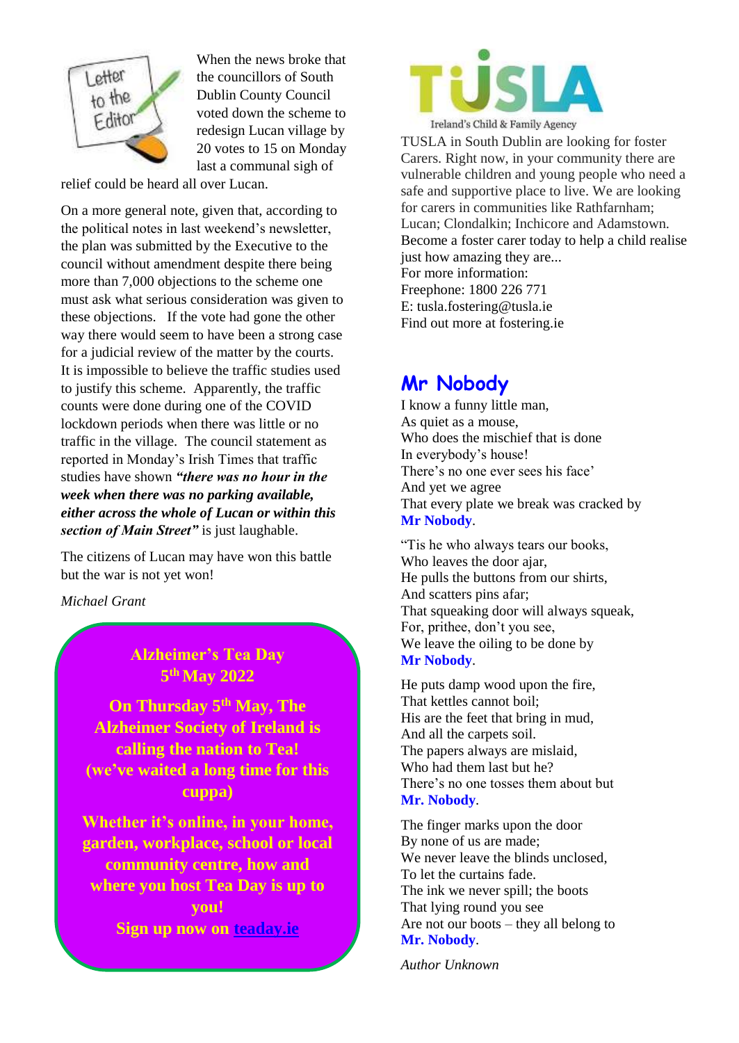Letter to the Editor

When the news broke that the councillors of South Dublin County Council voted down the scheme to redesign Lucan village by 20 votes to 15 on Monday last a communal sigh of relief could be heard all over Lucan.

On a more general note, given that, according to the political notes in last weekend's newsletter, the plan was submitted by the Executive to the council without amendment despite there being more than 7,000 objections to the scheme one must ask what serious consideration was given to these objections. If the vote had gone the other way there would seem to have been a strong case for a judicial review of the matter by the courts. It is impossible to believe the traffic studies used to justify this scheme. Apparently, the traffic counts were done during one of the COVID lockdown periods when there was little or no traffic in the village. The council statement as reported in Monday's Irish Times that traffic studies have shown ***"there was no hour in the week when there was no parking available, either across the whole of Lucan or within this section of Main Street"*** is just laughable.

The citizens of Lucan may have won this battle but the war is not yet won!

*Michael Grant*

**Alzheimer's Tea Day**
**5th May 2022**

**On Thursday 5th May, The Alzheimer Society of Ireland is calling the nation to Tea! (we've waited a long time for this cuppa)**

**Whether it's online, in your home, garden, workplace, school or local community centre, how and where you host Tea Day is up to you!**
**Sign up now on teaday.ie**

TUSLA
Ireland's Child & Family Agency

TUSLA in South Dublin are looking for foster Carers. Right now, in your community there are vulnerable children and young people who need a safe and supportive place to live. We are looking for carers in communities like Rathfarnham; Lucan; Clondalkin; Inchicore and Adamstown.
Become a foster carer today to help a child realise just how amazing they are...
For more information:
Freephone: 1800 226 771
E: tusla.fostering@tusla.ie
Find out more at fostering.ie

## Mr Nobody

I know a funny little man,
As quiet as a mouse,
Who does the mischief that is done
In everybody's house!
There's no one ever sees his face'
And yet we agree
That every plate we break was cracked by
**Mr Nobody**.

"Tis he who always tears our books,
Who leaves the door ajar,
He pulls the buttons from our shirts,
And scatters pins afar;
That squeaking door will always squeak,
For, prithee, don't you see,
We leave the oiling to be done by
**Mr Nobody**.

He puts damp wood upon the fire,
That kettles cannot boil;
His are the feet that bring in mud,
And all the carpets soil.
The papers always are mislaid,
Who had them last but he?
There's no one tosses them about but
**Mr. Nobody**.

The finger marks upon the door
By none of us are made;
We never leave the blinds unclosed,
To let the curtains fade.
The ink we never spill; the boots
That lying round you see
Are not our boots – they all belong to
**Mr. Nobody**.

*Author Unknown*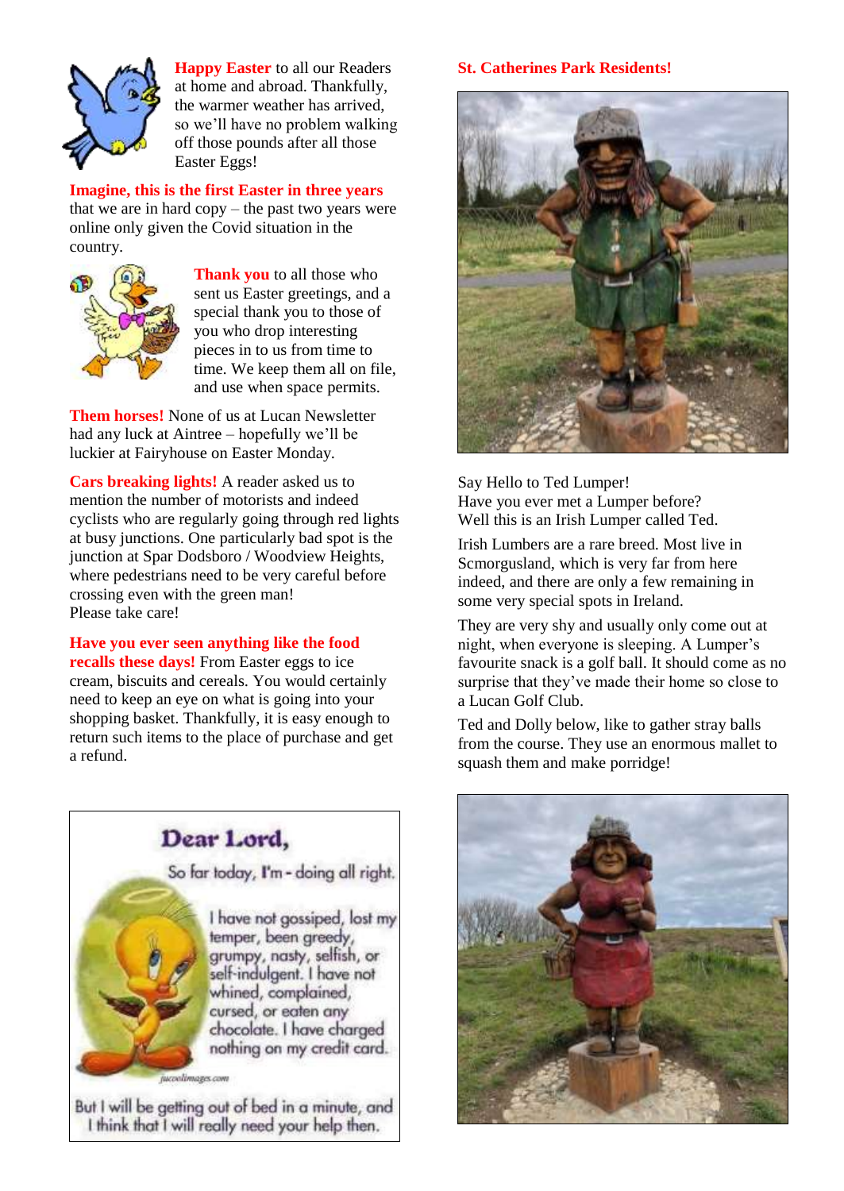**Happy Easter** to all our Readers at home and abroad. Thankfully, the warmer weather has arrived, so we'll have no problem walking off those pounds after all those Easter Eggs!

**Imagine, this is the first Easter in three years** that we are in hard copy – the past two years were online only given the Covid situation in the country.

**Thank you** to all those who sent us Easter greetings, and a special thank you to those of you who drop interesting pieces in to us from time to time. We keep them all on file, and use when space permits.

**Them horses!** None of us at Lucan Newsletter had any luck at Aintree – hopefully we'll be luckier at Fairyhouse on Easter Monday.

**Cars breaking lights!** A reader asked us to mention the number of motorists and indeed cyclists who are regularly going through red lights at busy junctions. One particularly bad spot is the junction at Spar Dodsboro / Woodview Heights, where pedestrians need to be very careful before crossing even with the green man!
Please take care!

**Have you ever seen anything like the food recalls these days!** From Easter eggs to ice cream, biscuits and cereals. You would certainly need to keep an eye on what is going into your shopping basket. Thankfully, it is easy enough to return such items to the place of purchase and get a refund.

**Dear Lord,**

So far today, I'm - doing all right.

I have not gossiped, lost my temper, been greedy, grumpy, nasty, selfish, or self-indulgent. I have not whined, complained, cursed, or eaten any chocolate. I have charged nothing on my credit card.

But I will be getting out of bed in a minute, and I think that I will really need your help then.

**St. Catherines Park Residents!**

Say Hello to Ted Lumper!
Have you ever met a Lumper before?
Well this is an Irish Lumper called Ted.

Irish Lumbers are a rare breed. Most live in Scmorgusland, which is very far from here indeed, and there are only a few remaining in some very special spots in Ireland.

They are very shy and usually only come out at night, when everyone is sleeping. A Lumper's favourite snack is a golf ball. It should come as no surprise that they've made their home so close to a Lucan Golf Club.

Ted and Dolly below, like to gather stray balls from the course. They use an enormous mallet to squash them and make porridge!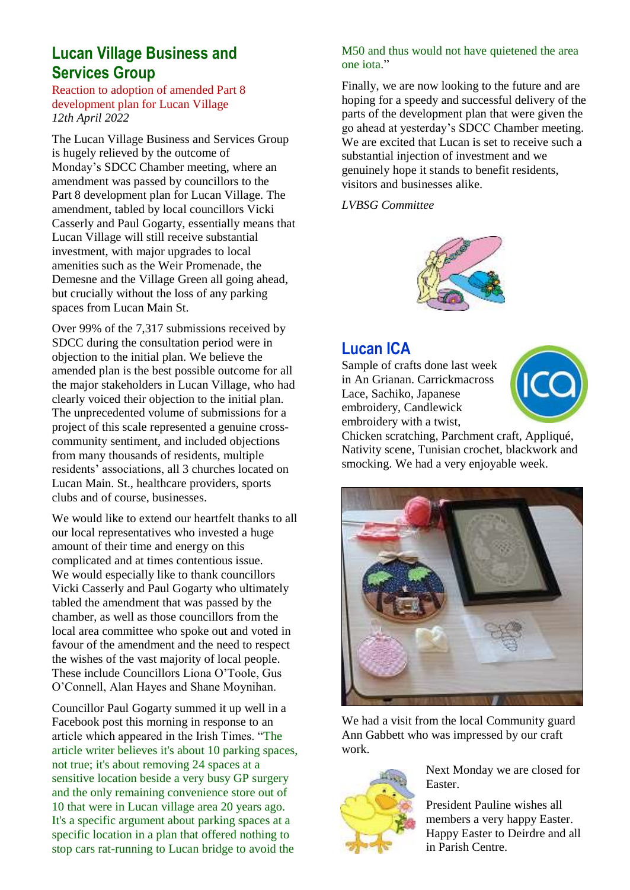## Lucan Village Business and Services Group

Reaction to adoption of amended Part 8 development plan for Lucan Village

*12th April 2022*

The Lucan Village Business and Services Group is hugely relieved by the outcome of Monday's SDCC Chamber meeting, where an amendment was passed by councillors to the Part 8 development plan for Lucan Village. The amendment, tabled by local councillors Vicki Casserly and Paul Gogarty, essentially means that Lucan Village will still receive substantial investment, with major upgrades to local amenities such as the Weir Promenade, the Demesne and the Village Green all going ahead, but crucially without the loss of any parking spaces from Lucan Main St.

Over 99% of the 7,317 submissions received by SDCC during the consultation period were in objection to the initial plan. We believe the amended plan is the best possible outcome for all the major stakeholders in Lucan Village, who had clearly voiced their objection to the initial plan. The unprecedented volume of submissions for a project of this scale represented a genuine cross-community sentiment, and included objections from many thousands of residents, multiple residents' associations, all 3 churches located on Lucan Main. St., healthcare providers, sports clubs and of course, businesses.

We would like to extend our heartfelt thanks to all our local representatives who invested a huge amount of their time and energy on this complicated and at times contentious issue. We would especially like to thank councillors Vicki Casserly and Paul Gogarty who ultimately tabled the amendment that was passed by the chamber, as well as those councillors from the local area committee who spoke out and voted in favour of the amendment and the need to respect the wishes of the vast majority of local people. These include Councillors Liona O'Toole, Gus O'Connell, Alan Hayes and Shane Moynihan.

Councillor Paul Gogarty summed it up well in a Facebook post this morning in response to an article which appeared in the Irish Times. "The article writer believes it's about 10 parking spaces, not true; it's about removing 24 spaces at a sensitive location beside a very busy GP surgery and the only remaining convenience store out of 10 that were in Lucan village area 20 years ago. It's a specific argument about parking spaces at a specific location in a plan that offered nothing to stop cars rat-running to Lucan bridge to avoid the M50 and thus would not have quietened the area one iota."

Finally, we are now looking to the future and are hoping for a speedy and successful delivery of the parts of the development plan that were given the go ahead at yesterday's SDCC Chamber meeting. We are excited that Lucan is set to receive such a substantial injection of investment and we genuinely hope it stands to benefit residents, visitors and businesses alike.

*LVBSG Committee*

## Lucan ICA

Sample of crafts done last week in An Grianan. Carrickmacross Lace, Sachiko, Japanese embroidery, Candlewick embroidery with a twist, Chicken scratching, Parchment craft, Appliqué, Nativity scene, Tunisian crochet, blackwork and smocking. We had a very enjoyable week.

We had a visit from the local Community guard Ann Gabbett who was impressed by our craft work.

Next Monday we are closed for Easter.

President Pauline wishes all members a very happy Easter. Happy Easter to Deirdre and all in Parish Centre.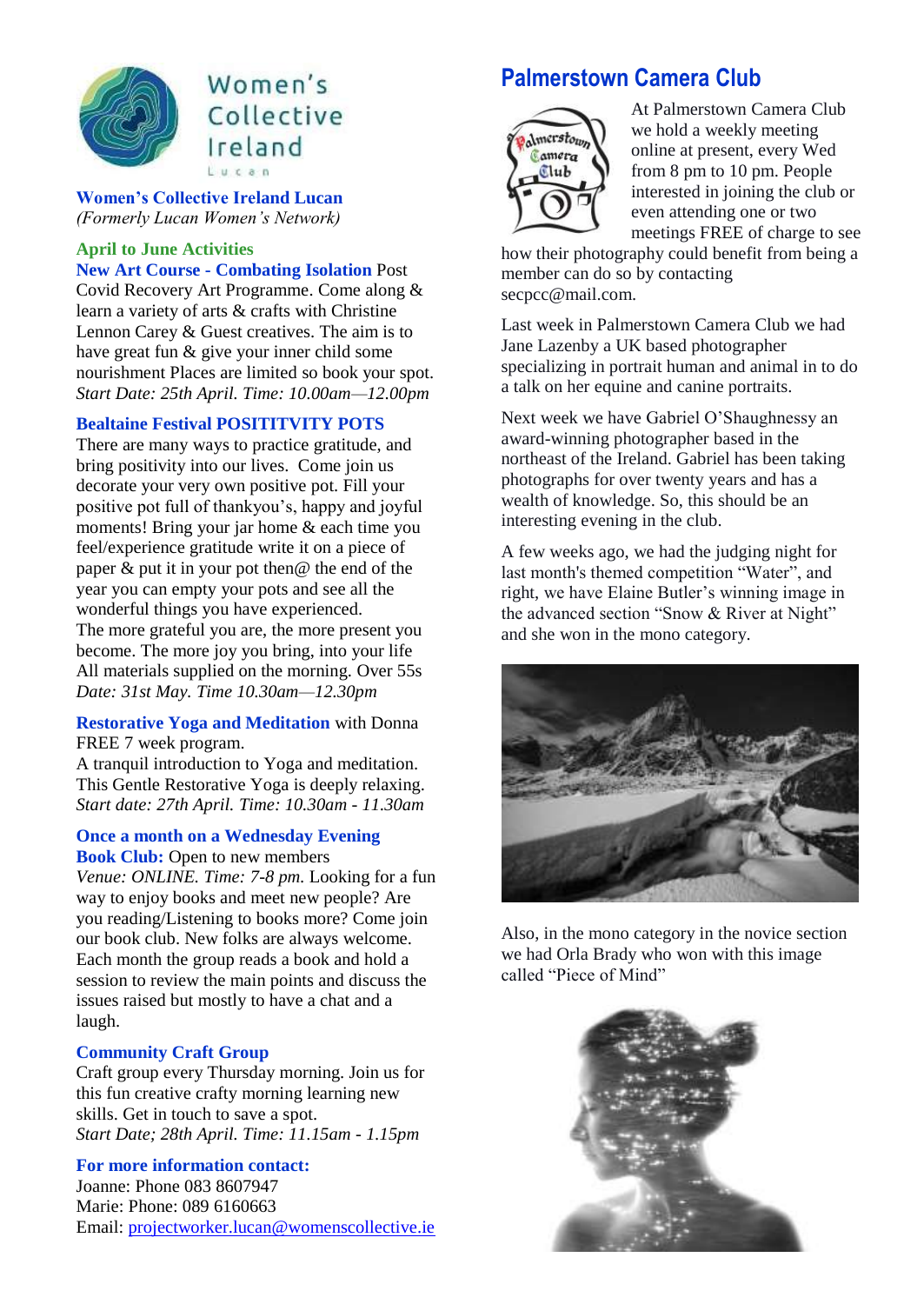Women's Collective Ireland Lucan

**Women's Collective Ireland Lucan**
*(Formerly Lucan Women's Network)*

## April to June Activities

**New Art Course - Combating Isolation** Post Covid Recovery Art Programme. Come along & learn a variety of arts & crafts with Christine Lennon Carey & Guest creatives. The aim is to have great fun & give your inner child some nourishment Places are limited so book your spot.
*Start Date: 25th April. Time: 10.00am—12.00pm*

**Bealtaine Festival POSITITVITY POTS**
There are many ways to practice gratitude, and bring positivity into our lives. Come join us decorate your very own positive pot. Fill your positive pot full of thankyou's, happy and joyful moments! Bring your jar home & each time you feel/experience gratitude write it on a piece of paper & put it in your pot then@ the end of the year you can empty your pots and see all the wonderful things you have experienced.
The more grateful you are, the more present you become. The more joy you bring, into your life All materials supplied on the morning. Over 55s
*Date: 31st May. Time 10.30am—12.30pm*

**Restorative Yoga and Meditation** with Donna FREE 7 week program.
A tranquil introduction to Yoga and meditation. This Gentle Restorative Yoga is deeply relaxing.
*Start date: 27th April. Time: 10.30am - 11.30am*

**Once a month on a Wednesday Evening Book Club:** Open to new members
*Venue: ONLINE. Time: 7-8 pm.* Looking for a fun way to enjoy books and meet new people? Are you reading/Listening to books more? Come join our book club. New folks are always welcome. Each month the group reads a book and hold a session to review the main points and discuss the issues raised but mostly to have a chat and a laugh.

**Community Craft Group**
Craft group every Thursday morning. Join us for this fun creative crafty morning learning new skills. Get in touch to save a spot.
*Start Date; 28th April. Time: 11.15am - 1.15pm*

**For more information contact:**
Joanne: Phone 083 8607947
Marie: Phone: 089 6160663
Email: projectworker.lucan@womenscollective.ie

# Palmerstown Camera Club

At Palmerstown Camera Club we hold a weekly meeting online at present, every Wed from 8 pm to 10 pm. People interested in joining the club or even attending one or two meetings FREE of charge to see how their photography could benefit from being a member can do so by contacting secpcc@mail.com.

Last week in Palmerstown Camera Club we had Jane Lazenby a UK based photographer specializing in portrait human and animal in to do a talk on her equine and canine portraits.

Next week we have Gabriel O'Shaughnessy an award-winning photographer based in the northeast of the Ireland. Gabriel has been taking photographs for over twenty years and has a wealth of knowledge. So, this should be an interesting evening in the club.

A few weeks ago, we had the judging night for last month's themed competition "Water", and right, we have Elaine Butler's winning image in the advanced section "Snow & River at Night" and she won in the mono category.

Also, in the mono category in the novice section we had Orla Brady who won with this image called "Piece of Mind"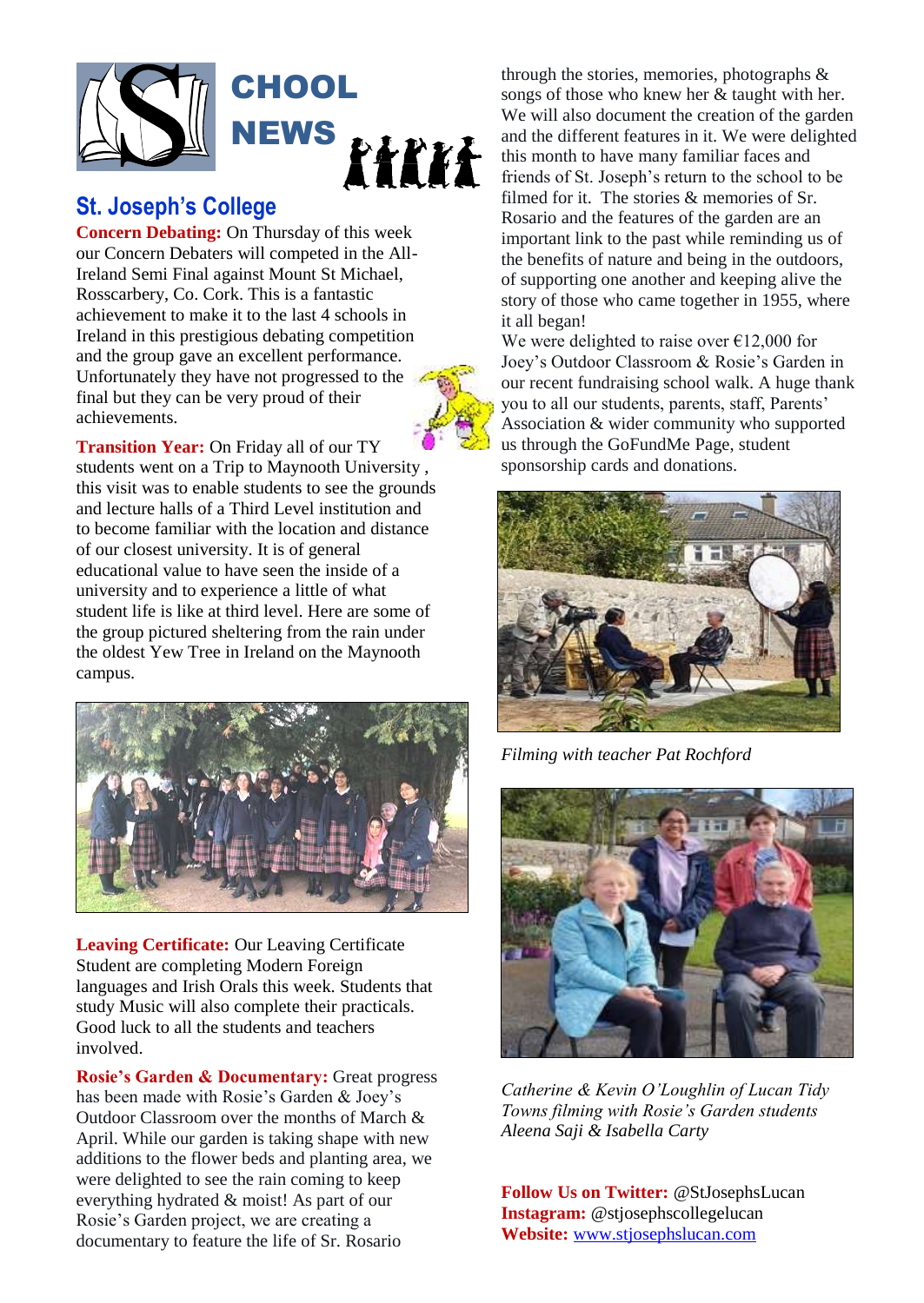# SCHOOL NEWS

## St. Joseph's College

**Concern Debating:** On Thursday of this week our Concern Debaters will competed in the All-Ireland Semi Final against Mount St Michael, Rosscarbery, Co. Cork. This is a fantastic achievement to make it to the last 4 schools in Ireland in this prestigious debating competition and the group gave an excellent performance. Unfortunately they have not progressed to the final but they can be very proud of their achievements.

**Transition Year:** On Friday all of our TY students went on a Trip to Maynooth University , this visit was to enable students to see the grounds and lecture halls of a Third Level institution and to become familiar with the location and distance of our closest university. It is of general educational value to have seen the inside of a university and to experience a little of what student life is like at third level. Here are some of the group pictured sheltering from the rain under the oldest Yew Tree in Ireland on the Maynooth campus.

**Leaving Certificate:** Our Leaving Certificate Student are completing Modern Foreign languages and Irish Orals this week. Students that study Music will also complete their practicals. Good luck to all the students and teachers involved.

**Rosie's Garden & Documentary:** Great progress has been made with Rosie's Garden & Joey's Outdoor Classroom over the months of March & April. While our garden is taking shape with new additions to the flower beds and planting area, we were delighted to see the rain coming to keep everything hydrated & moist! As part of our Rosie's Garden project, we are creating a documentary to feature the life of Sr. Rosario through the stories, memories, photographs & songs of those who knew her & taught with her. We will also document the creation of the garden and the different features in it. We were delighted this month to have many familiar faces and friends of St. Joseph's return to the school to be filmed for it. The stories & memories of Sr. Rosario and the features of the garden are an important link to the past while reminding us of the benefits of nature and being in the outdoors, of supporting one another and keeping alive the story of those who came together in 1955, where it all began!

We were delighted to raise over €12,000 for Joey's Outdoor Classroom & Rosie's Garden in our recent fundraising school walk. A huge thank you to all our students, parents, staff, Parents' Association & wider community who supported us through the GoFundMe Page, student sponsorship cards and donations.

*Filming with teacher Pat Rochford*

*Catherine & Kevin O'Loughlin of Lucan Tidy Towns filming with Rosie's Garden students Aleena Saji & Isabella Carty*

**Follow Us on Twitter:** @StJosephsLucan
**Instagram:** @stjosephscollegelucan
**Website:** www.stjosephslucan.com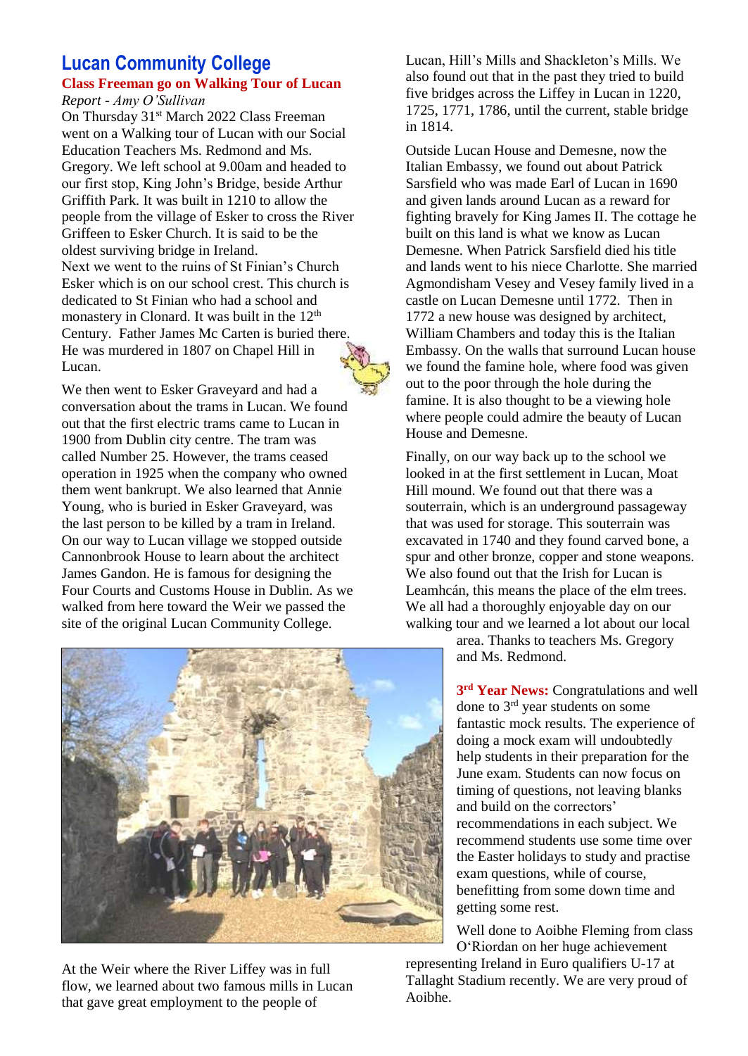# Lucan Community College

## Class Freeman go on Walking Tour of Lucan

*Report - Amy O'Sullivan*

On Thursday 31st March 2022 Class Freeman went on a Walking tour of Lucan with our Social Education Teachers Ms. Redmond and Ms. Gregory. We left school at 9.00am and headed to our first stop, King John's Bridge, beside Arthur Griffith Park. It was built in 1210 to allow the people from the village of Esker to cross the River Griffeen to Esker Church. It is said to be the oldest surviving bridge in Ireland.

Next we went to the ruins of St Finian's Church Esker which is on our school crest. This church is dedicated to St Finian who had a school and monastery in Clonard. It was built in the 12th Century. Father James Mc Carten is buried there. He was murdered in 1807 on Chapel Hill in Lucan.

We then went to Esker Graveyard and had a conversation about the trams in Lucan. We found out that the first electric trams came to Lucan in 1900 from Dublin city centre. The tram was called Number 25. However, the trams ceased operation in 1925 when the company who owned them went bankrupt. We also learned that Annie Young, who is buried in Esker Graveyard, was the last person to be killed by a tram in Ireland. On our way to Lucan village we stopped outside Cannonbrook House to learn about the architect James Gandon. He is famous for designing the Four Courts and Customs House in Dublin. As we walked from here toward the Weir we passed the site of the original Lucan Community College.

At the Weir where the River Liffey was in full flow, we learned about two famous mills in Lucan that gave great employment to the people of Lucan, Hill's Mills and Shackleton's Mills. We also found out that in the past they tried to build five bridges across the Liffey in Lucan in 1220, 1725, 1771, 1786, until the current, stable bridge in 1814.

Outside Lucan House and Demesne, now the Italian Embassy, we found out about Patrick Sarsfield who was made Earl of Lucan in 1690 and given lands around Lucan as a reward for fighting bravely for King James II. The cottage he built on this land is what we know as Lucan Demesne. When Patrick Sarsfield died his title and lands went to his niece Charlotte. She married Agmondisham Vesey and Vesey family lived in a castle on Lucan Demesne until 1772. Then in 1772 a new house was designed by architect, William Chambers and today this is the Italian Embassy. On the walls that surround Lucan house we found the famine hole, where food was given out to the poor through the hole during the famine. It is also thought to be a viewing hole where people could admire the beauty of Lucan House and Demesne.

Finally, on our way back up to the school we looked in at the first settlement in Lucan, Moat Hill mound. We found out that there was a souterrain, which is an underground passageway that was used for storage. This souterrain was excavated in 1740 and they found carved bone, a spur and other bronze, copper and stone weapons. We also found out that the Irish for Lucan is Leamhcán, this means the place of the elm trees. We all had a thoroughly enjoyable day on our walking tour and we learned a lot about our local area. Thanks to teachers Ms. Gregory and Ms. Redmond.

**3rd Year News:** Congratulations and well done to 3rd year students on some fantastic mock results. The experience of doing a mock exam will undoubtedly help students in their preparation for the June exam. Students can now focus on timing of questions, not leaving blanks and build on the correctors' recommendations in each subject. We recommend students use some time over the Easter holidays to study and practise exam questions, while of course, benefitting from some down time and getting some rest.

Well done to Aoibhe Fleming from class O'Riordan on her huge achievement representing Ireland in Euro qualifiers U-17 at Tallaght Stadium recently. We are very proud of Aoibhe.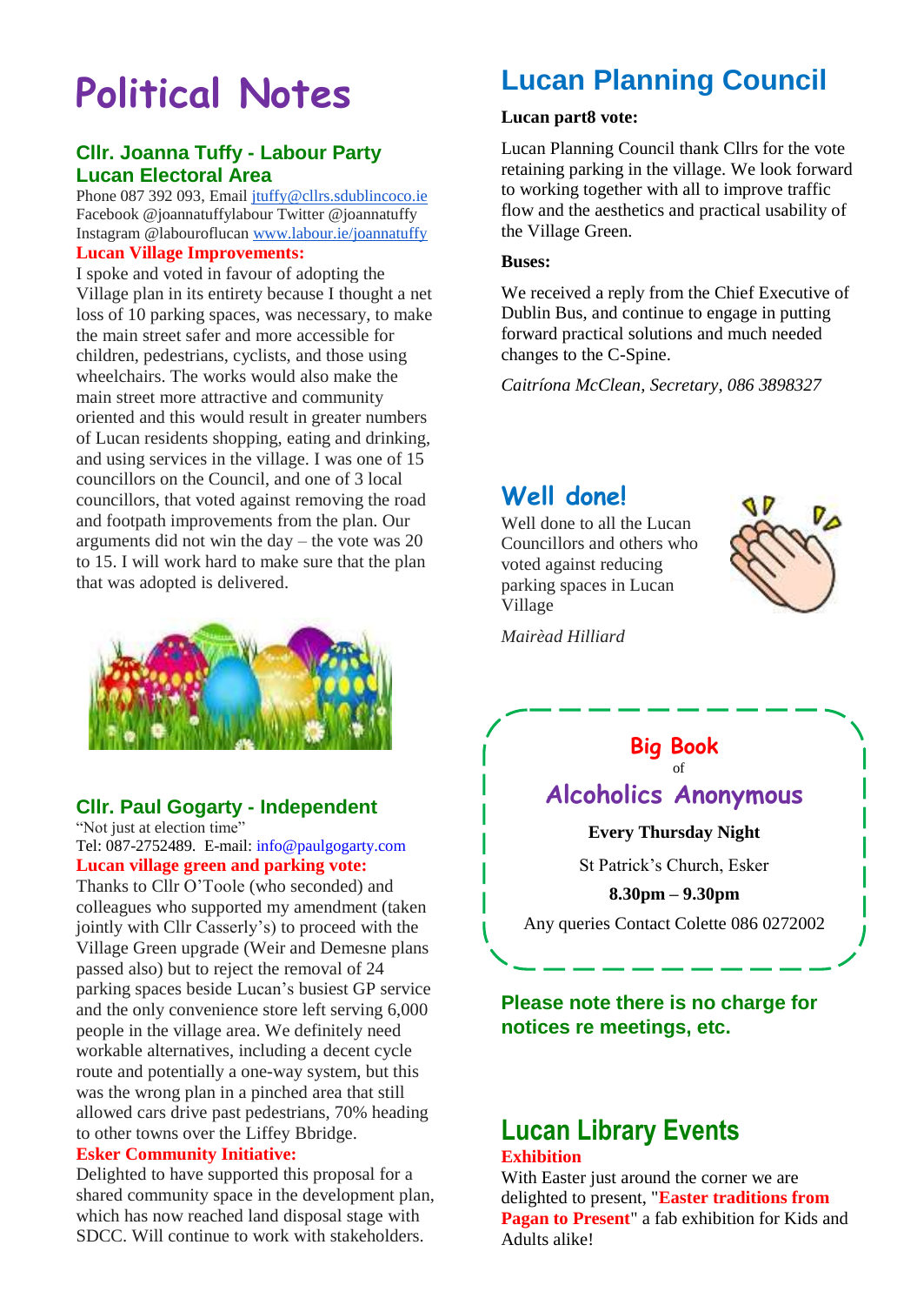# Political Notes

## Cllr. Joanna Tuffy - Labour Party Lucan Electoral Area

Phone 087 392 093, Email jtuffy@cllrs.sdublincoco.ie
Facebook @joannatuffylabour Twitter @joannatuffy
Instagram @labouroflucan www.labour.ie/joannatuffy

**Lucan Village Improvements:**

I spoke and voted in favour of adopting the Village plan in its entirety because I thought a net loss of 10 parking spaces, was necessary, to make the main street safer and more accessible for children, pedestrians, cyclists, and those using wheelchairs. The works would also make the main street more attractive and community oriented and this would result in greater numbers of Lucan residents shopping, eating and drinking, and using services in the village. I was one of 15 councillors on the Council, and one of 3 local councillors, that voted against removing the road and footpath improvements from the plan. Our arguments did not win the day – the vote was 20 to 15. I will work hard to make sure that the plan that was adopted is delivered.

## Cllr. Paul Gogarty - Independent

"Not just at election time"
Tel: 087-2752489. E-mail: info@paulgogarty.com

**Lucan village green and parking vote:**

Thanks to Cllr O'Toole (who seconded) and colleagues who supported my amendment (taken jointly with Cllr Casserly's) to proceed with the Village Green upgrade (Weir and Demesne plans passed also) but to reject the removal of 24 parking spaces beside Lucan's busiest GP service and the only convenience store left serving 6,000 people in the village area. We definitely need workable alternatives, including a decent cycle route and potentially a one-way system, but this was the wrong plan in a pinched area that still allowed cars drive past pedestrians, 70% heading to other towns over the Liffey Bbridge.

**Esker Community Initiative:**

Delighted to have supported this proposal for a shared community space in the development plan, which has now reached land disposal stage with SDCC. Will continue to work with stakeholders.

# Lucan Planning Council

**Lucan part8 vote:**

Lucan Planning Council thank Cllrs for the vote retaining parking in the village. We look forward to working together with all to improve traffic flow and the aesthetics and practical usability of the Village Green.

**Buses:**

We received a reply from the Chief Executive of Dublin Bus, and continue to engage in putting forward practical solutions and much needed changes to the C-Spine.

*Caitríona McClean, Secretary, 086 3898327*

## Well done!

Well done to all the Lucan Councillors and others who voted against reducing parking spaces in Lucan Village

*Mairèad Hilliard*

**Big Book**
of
**Alcoholics Anonymous**

**Every Thursday Night**

St Patrick's Church, Esker

**8.30pm – 9.30pm**

Any queries Contact Colette 086 0272002

**Please note there is no charge for notices re meetings, etc.**

# Lucan Library Events

**Exhibition**

With Easter just around the corner we are delighted to present, "**Easter traditions from Pagan to Present**" a fab exhibition for Kids and Adults alike!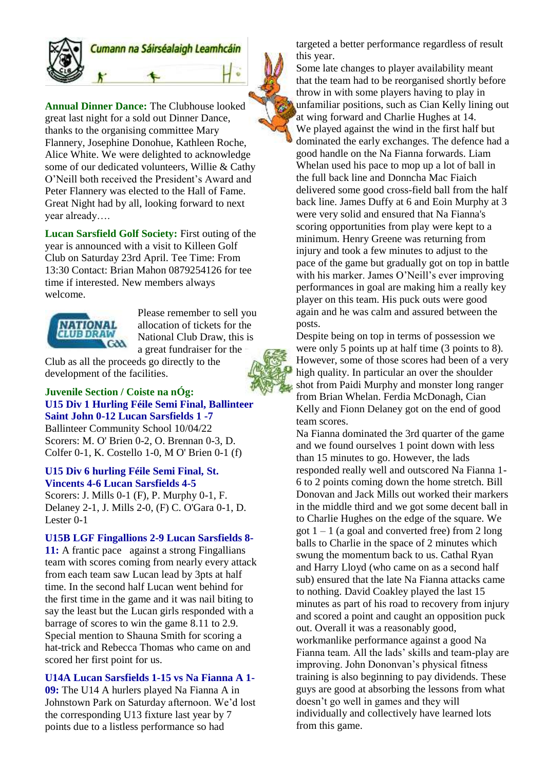Cumann na Sáirséalaigh Leamhcáin

**Annual Dinner Dance:** The Clubhouse looked great last night for a sold out Dinner Dance, thanks to the organising committee Mary Flannery, Josephine Donohue, Kathleen Roche, Alice White. We were delighted to acknowledge some of our dedicated volunteers, Willie & Cathy O'Neill both received the President's Award and Peter Flannery was elected to the Hall of Fame. Great Night had by all, looking forward to next year already….

**Lucan Sarsfield Golf Society:** First outing of the year is announced with a visit to Killeen Golf Club on Saturday 23rd April. Tee Time: From 13:30 Contact: Brian Mahon 0879254126 for tee time if interested. New members always welcome.

Please remember to sell you allocation of tickets for the National Club Draw, this is a great fundraiser for the Club as all the proceeds go directly to the development of the facilities.

**Juvenile Section / Coiste na nÓg:**

**U15 Div 1 Hurling Féile Semi Final, Ballinteer Saint John 0-12 Lucan Sarsfields 1 -7**

Ballinteer Community School 10/04/22

Scorers: M. O' Brien 0-2, O. Brennan 0-3, D. Colfer 0-1, K. Costello 1-0, M O' Brien 0-1 (f)

**U15 Div 6 hurling Féile Semi Final, St. Vincents 4-6 Lucan Sarsfields 4-5**

Scorers: J. Mills 0-1 (F), P. Murphy 0-1, F. Delaney 2-1, J. Mills 2-0, (F) C. O'Gara 0-1, D. Lester 0-1

**U15B LGF Fingallions 2-9 Lucan Sarsfields 8-11:** A frantic pace against a strong Fingallians team with scores coming from nearly every attack from each team saw Lucan lead by 3pts at half time. In the second half Lucan went behind for the first time in the game and it was nail biting to say the least but the Lucan girls responded with a barrage of scores to win the game 8.11 to 2.9. Special mention to Shauna Smith for scoring a hat-trick and Rebecca Thomas who came on and scored her first point for us.

**U14A Lucan Sarsfields 1-15 vs Na Fianna A 1-09:** The U14 A hurlers played Na Fianna A in Johnstown Park on Saturday afternoon. We'd lost the corresponding U13 fixture last year by 7 points due to a listless performance so had targeted a better performance regardless of result this year.

Some late changes to player availability meant that the team had to be reorganised shortly before throw in with some players having to play in unfamiliar positions, such as Cian Kelly lining out at wing forward and Charlie Hughes at 14.

We played against the wind in the first half but dominated the early exchanges. The defence had a good handle on the Na Fianna forwards. Liam Whelan used his pace to mop up a lot of ball in the full back line and Donncha Mac Fiaich delivered some good cross-field ball from the half back line. James Duffy at 6 and Eoin Murphy at 3 were very solid and ensured that Na Fianna's scoring opportunities from play were kept to a minimum. Henry Greene was returning from injury and took a few minutes to adjust to the pace of the game but gradually got on top in battle with his marker. James O'Neill's ever improving performances in goal are making him a really key player on this team. His puck outs were good again and he was calm and assured between the posts.

Despite being on top in terms of possession we were only 5 points up at half time (3 points to 8). However, some of those scores had been of a very high quality. In particular an over the shoulder shot from Paidi Murphy and monster long ranger from Brian Whelan. Ferdia McDonagh, Cian Kelly and Fionn Delaney got on the end of good team scores.

Na Fianna dominated the 3rd quarter of the game and we found ourselves 1 point down with less than 15 minutes to go. However, the lads responded really well and outscored Na Fianna 1-6 to 2 points coming down the home stretch. Bill Donovan and Jack Mills out worked their markers in the middle third and we got some decent ball in to Charlie Hughes on the edge of the square. We got 1 – 1 (a goal and converted free) from 2 long balls to Charlie in the space of 2 minutes which swung the momentum back to us. Cathal Ryan and Harry Lloyd (who came on as a second half sub) ensured that the late Na Fianna attacks came to nothing. David Coakley played the last 15 minutes as part of his road to recovery from injury and scored a point and caught an opposition puck out. Overall it was a reasonably good, workmanlike performance against a good Na Fianna team. All the lads' skills and team-play are improving. John Donovan's physical fitness training is also beginning to pay dividends. These guys are good at absorbing the lessons from what doesn't go well in games and they will individually and collectively have learned lots from this game.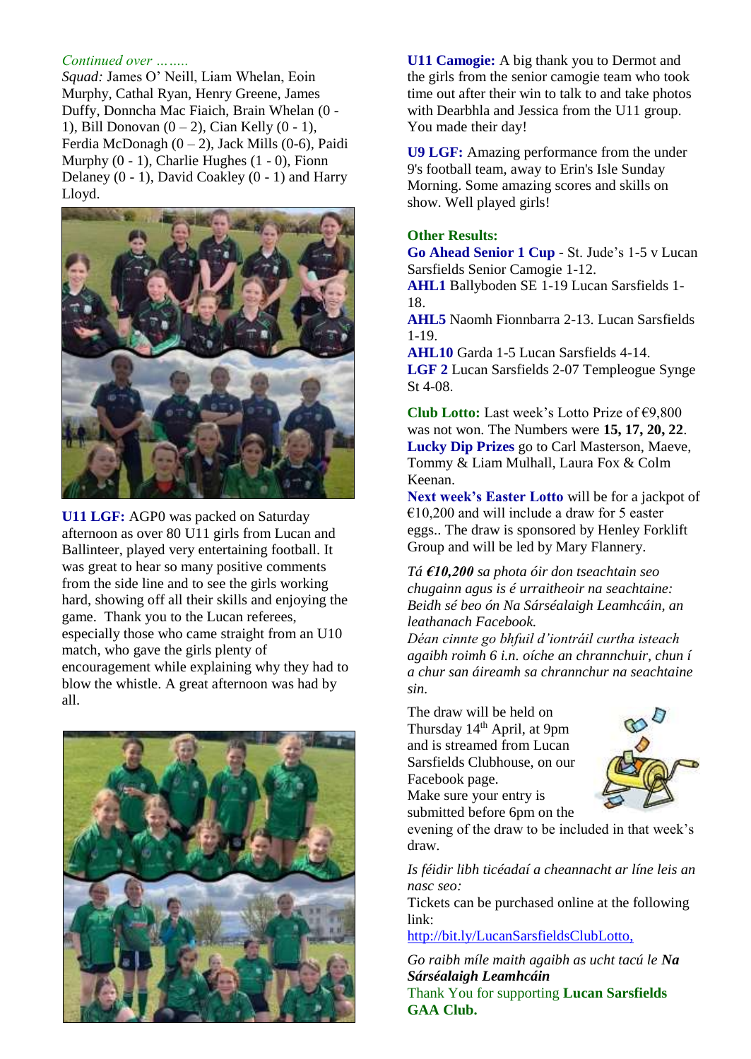*Continued over ……..*

*Squad:* James O' Neill, Liam Whelan, Eoin Murphy, Cathal Ryan, Henry Greene, James Duffy, Donncha Mac Fiaich, Brain Whelan (0 - 1), Bill Donovan (0 – 2), Cian Kelly (0 - 1), Ferdia McDonagh (0 – 2), Jack Mills (0-6), Paidi Murphy (0 - 1), Charlie Hughes (1 - 0), Fionn Delaney (0 - 1), David Coakley (0 - 1) and Harry Lloyd.

**U11 LGF:** AGP0 was packed on Saturday afternoon as over 80 U11 girls from Lucan and Ballinteer, played very entertaining football. It was great to hear so many positive comments from the side line and to see the girls working hard, showing off all their skills and enjoying the game. Thank you to the Lucan referees, especially those who came straight from an U10 match, who gave the girls plenty of encouragement while explaining why they had to blow the whistle. A great afternoon was had by all.

**U11 Camogie:** A big thank you to Dermot and the girls from the senior camogie team who took time out after their win to talk to and take photos with Dearbhla and Jessica from the U11 group. You made their day!

**U9 LGF:** Amazing performance from the under 9's football team, away to Erin's Isle Sunday Morning. Some amazing scores and skills on show. Well played girls!

**Other Results:**

**Go Ahead Senior 1 Cup** - St. Jude's 1-5 v Lucan Sarsfields Senior Camogie 1-12.
**AHL1** Ballyboden SE 1-19 Lucan Sarsfields 1-18.
**AHL5** Naomh Fionnbarra 2-13. Lucan Sarsfields 1-19.
**AHL10** Garda 1-5 Lucan Sarsfields 4-14.
**LGF 2** Lucan Sarsfields 2-07 Templeogue Synge St 4-08.

**Club Lotto:** Last week's Lotto Prize of €9,800 was not won. The Numbers were **15, 17, 20, 22**.
**Lucky Dip Prizes** go to Carl Masterson, Maeve, Tommy & Liam Mulhall, Laura Fox & Colm Keenan.
**Next week's Easter Lotto** will be for a jackpot of €10,200 and will include a draw for 5 easter eggs.. The draw is sponsored by Henley Forklift Group and will be led by Mary Flannery.

*Tá **€10,200** sa phota óir don tseachtain seo chugainn agus is é urraitheoir na seachtaine: Beidh sé beo ón Na Sárséalaigh Leamhcáin, an leathanach Facebook.*
*Déan cinnte go bhfuil d'iontráil curtha isteach agaibh roimh 6 i.n. oíche an chrannchuir, chun í a chur san áireamh sa chrannchur na seachtaine sin.*

The draw will be held on Thursday 14th April, at 9pm and is streamed from Lucan Sarsfields Clubhouse, on our Facebook page.
Make sure your entry is submitted before 6pm on the evening of the draw to be included in that week's draw.

*Is féidir libh ticéadaí a cheannacht ar líne leis an nasc seo:*
Tickets can be purchased online at the following link:
http://bit.ly/LucanSarsfieldsClubLotto,

*Go raibh míle maith agaibh as ucht tacú le **Na Sárséalaigh Leamhcáin***
Thank You for supporting **Lucan Sarsfields GAA Club.**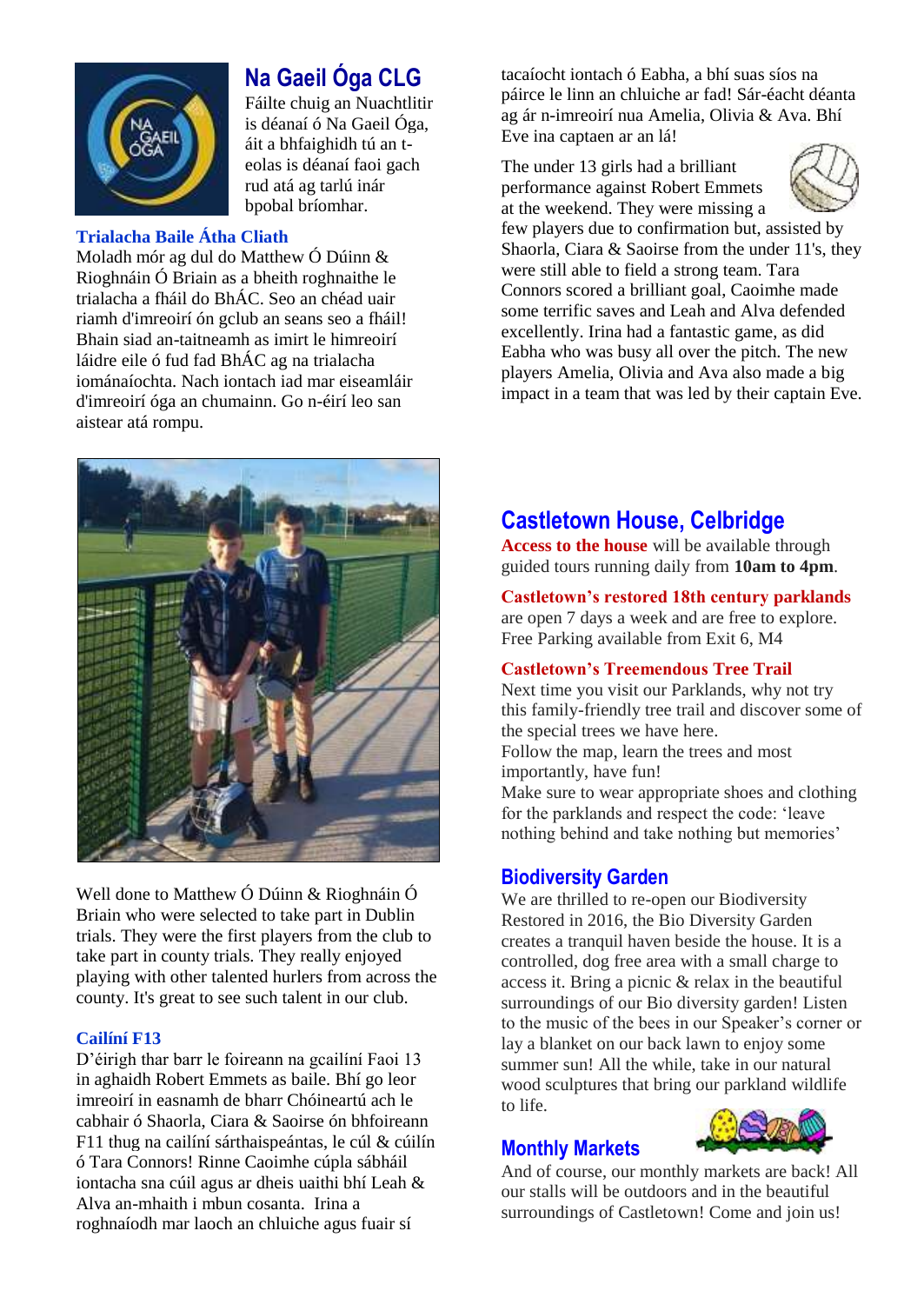## Na Gaeil Óga CLG

Fáilte chuig an Nuachtlitir is déanaí ó Na Gaeil Óga, áit a bhfaighidh tú an t-eolas is déanaí faoi gach rud atá ag tarlú inár bpobal bríomhar.

### Trialacha Baile Átha Cliath

Moladh mór ag dul do Matthew Ó Dúinn & Rioghnáin Ó Briain as a bheith roghnaithe le trialacha a fháil do BhÁC. Seo an chéad uair riamh d'imreoirí ón gclub an seans seo a fháil! Bhain siad an-taitneamh as imirt le himreoirí láidre eile ó fud fad BhÁC ag na trialacha iománaíochta. Nach iontach iad mar eiseamláir d'imreoirí óga an chumainn. Go n-éirí leo san aistear atá rompu.

Well done to Matthew Ó Dúinn & Rioghnáin Ó Briain who were selected to take part in Dublin trials. They were the first players from the club to take part in county trials. They really enjoyed playing with other talented hurlers from across the county. It's great to see such talent in our club.

### Cailíní F13

D'éirigh thar barr le foireann na gcailíní Faoi 13 in aghaidh Robert Emmets as baile. Bhí go leor imreoirí in easnamh de bharr Chóineartú ach le cabhair ó Shaorla, Ciara & Saoirse ón bhfoireann F11 thug na cailíní sárthaispeántas, le cúl & cúilín ó Tara Connors! Rinne Caoimhe cúpla sábháil iontacha sna cúil agus ar dheis uaithi bhí Leah & Alva an-mhaith i mbun cosanta. Irina a roghnaíodh mar laoch an chluiche agus fuair sí tacaíocht iontach ó Eabha, a bhí suas síos na páirce le linn an chluiche ar fad! Sár-éacht déanta ag ár n-imreoirí nua Amelia, Olivia & Ava. Bhí Eve ina captaen ar an lá!

The under 13 girls had a brilliant performance against Robert Emmets at the weekend. They were missing a few players due to confirmation but, assisted by Shaorla, Ciara & Saoirse from the under 11's, they were still able to field a strong team. Tara Connors scored a brilliant goal, Caoimhe made some terrific saves and Leah and Alva defended excellently. Irina had a fantastic game, as did Eabha who was busy all over the pitch. The new players Amelia, Olivia and Ava also made a big impact in a team that was led by their captain Eve.

## Castletown House, Celbridge

**Access to the house** will be available through guided tours running daily from **10am to 4pm**.

**Castletown's restored 18th century parklands** are open 7 days a week and are free to explore. Free Parking available from Exit 6, M4

**Castletown's Treemendous Tree Trail**
Next time you visit our Parklands, why not try this family-friendly tree trail and discover some of the special trees we have here.
Follow the map, learn the trees and most importantly, have fun!
Make sure to wear appropriate shoes and clothing for the parklands and respect the code: 'leave nothing behind and take nothing but memories'

### Biodiversity Garden

We are thrilled to re-open our Biodiversity Restored in 2016, the Bio Diversity Garden creates a tranquil haven beside the house. It is a controlled, dog free area with a small charge to access it. Bring a picnic & relax in the beautiful surroundings of our Bio diversity garden! Listen to the music of the bees in our Speaker's corner or lay a blanket on our back lawn to enjoy some summer sun! All the while, take in our natural wood sculptures that bring our parkland wildlife to life.

### Monthly Markets

And of course, our monthly markets are back! All our stalls will be outdoors and in the beautiful surroundings of Castletown! Come and join us!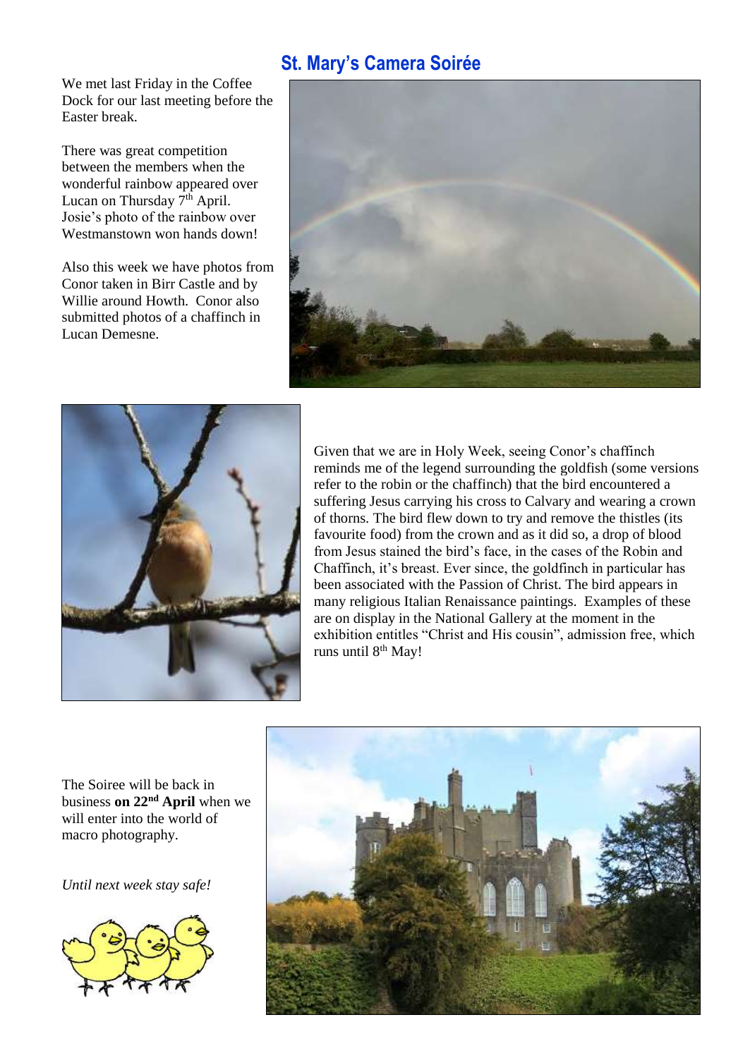## St. Mary's Camera Soirée

We met last Friday in the Coffee Dock for our last meeting before the Easter break.

There was great competition between the members when the wonderful rainbow appeared over Lucan on Thursday 7th April. Josie's photo of the rainbow over Westmanstown won hands down!

Also this week we have photos from Conor taken in Birr Castle and by Willie around Howth. Conor also submitted photos of a chaffinch in Lucan Demesne.

Given that we are in Holy Week, seeing Conor's chaffinch reminds me of the legend surrounding the goldfish (some versions refer to the robin or the chaffinch) that the bird encountered a suffering Jesus carrying his cross to Calvary and wearing a crown of thorns. The bird flew down to try and remove the thistles (its favourite food) from the crown and as it did so, a drop of blood from Jesus stained the bird's face, in the cases of the Robin and Chaffinch, it's breast. Ever since, the goldfinch in particular has been associated with the Passion of Christ. The bird appears in many religious Italian Renaissance paintings. Examples of these are on display in the National Gallery at the moment in the exhibition entitles "Christ and His cousin", admission free, which runs until 8th May!

The Soiree will be back in business **on 22nd April** when we will enter into the world of macro photography.

*Until next week stay safe!*